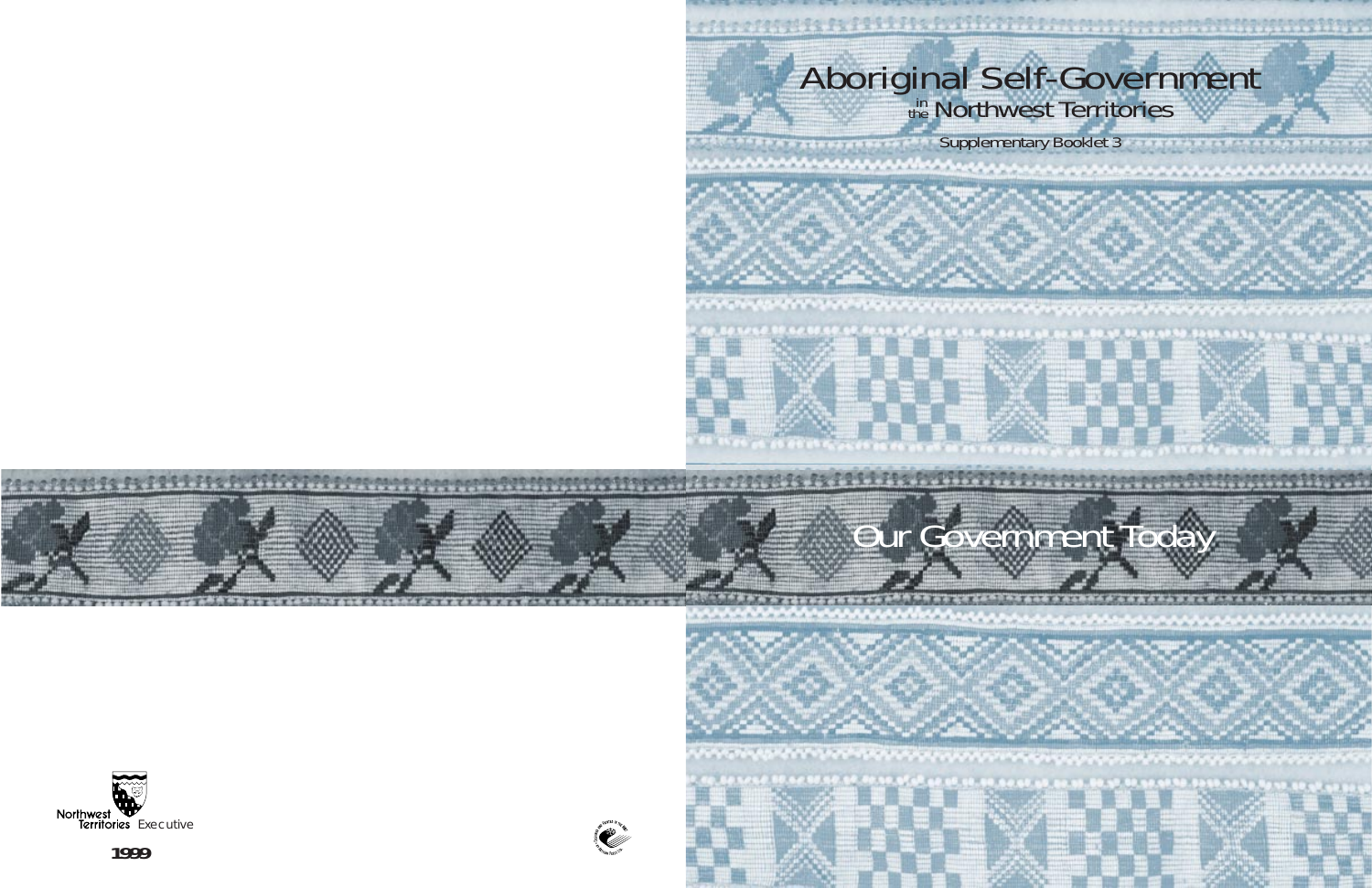# Aboriginal Self-Government in the Northwest Territories

Supplementary Booklet 3

## Our Government Today

Northwest Territories Executive

**1999**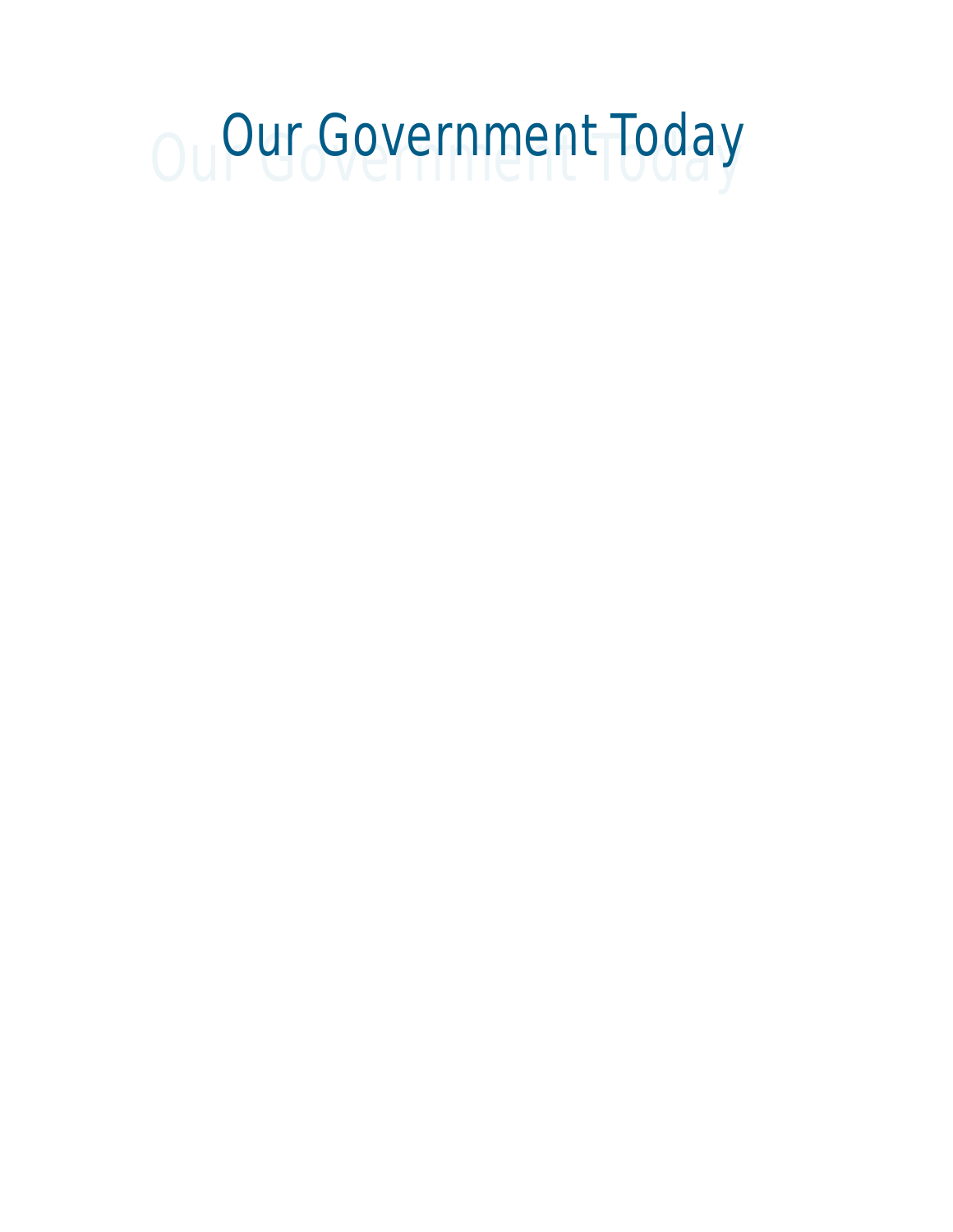# Our Government Today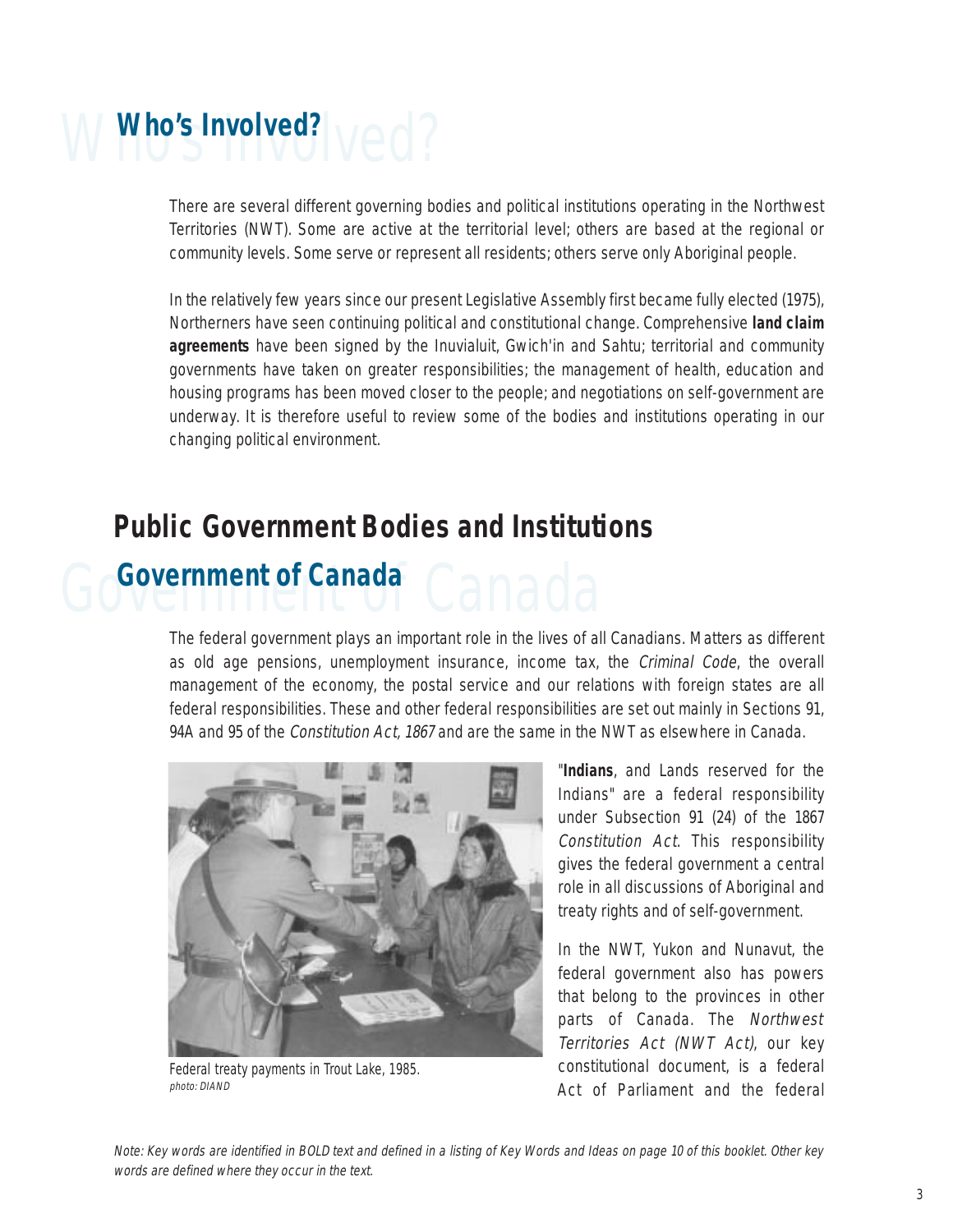# Who's Involved?

There are several different governing bodies and political institutions operating in the Northwest Territories (NWT). Some are active at the territorial level; others are based at the regional or community levels. Some serve or represent all residents; others serve only Aboriginal people.

In the relatively few years since our present Legislative Assembly first became fully elected (1975), Northerners have seen continuing political and constitutional change. Comprehensive **land claim agreements** have been signed by the Inuvialuit, Gwich'in and Sahtu; territorial and community governments have taken on greater responsibilities; the management of health, education and housing programs has been moved closer to the people; and negotiations on self-government are underway. It is therefore useful to review some of the bodies and institutions operating in our changing political environment.

## Public Government Bodies and Institutions

### Government of Canada

The federal government plays an important role in the lives of all Canadians. Matters as different as old age pensions, unemployment insurance, income tax, the *Criminal Code*, the overall management of the economy, the postal service and our relations with foreign states are all federal responsibilities. These and other federal responsibilities are set out mainly in Sections 91, 94A and 95 of the *Constitution Act, 1867* and are the same in the NWT as elsewhere in Canada.

Federal treaty payments in Trout Lake, 1985.
*photo: DIAND*

"**Indians**, and Lands reserved for the Indians" are a federal responsibility under Subsection 91 (24) of the 1867 *Constitution Act*. This responsibility gives the federal government a central role in all discussions of Aboriginal and treaty rights and of self-government.

In the NWT, Yukon and Nunavut, the federal government also has powers that belong to the provinces in other parts of Canada. The *Northwest Territories Act (NWT Act)*, our key constitutional document, is a federal Act of Parliament and the federal

*Note: Key words are identified in BOLD text and defined in a listing of Key Words and Ideas on page 10 of this booklet. Other key words are defined where they occur in the text.*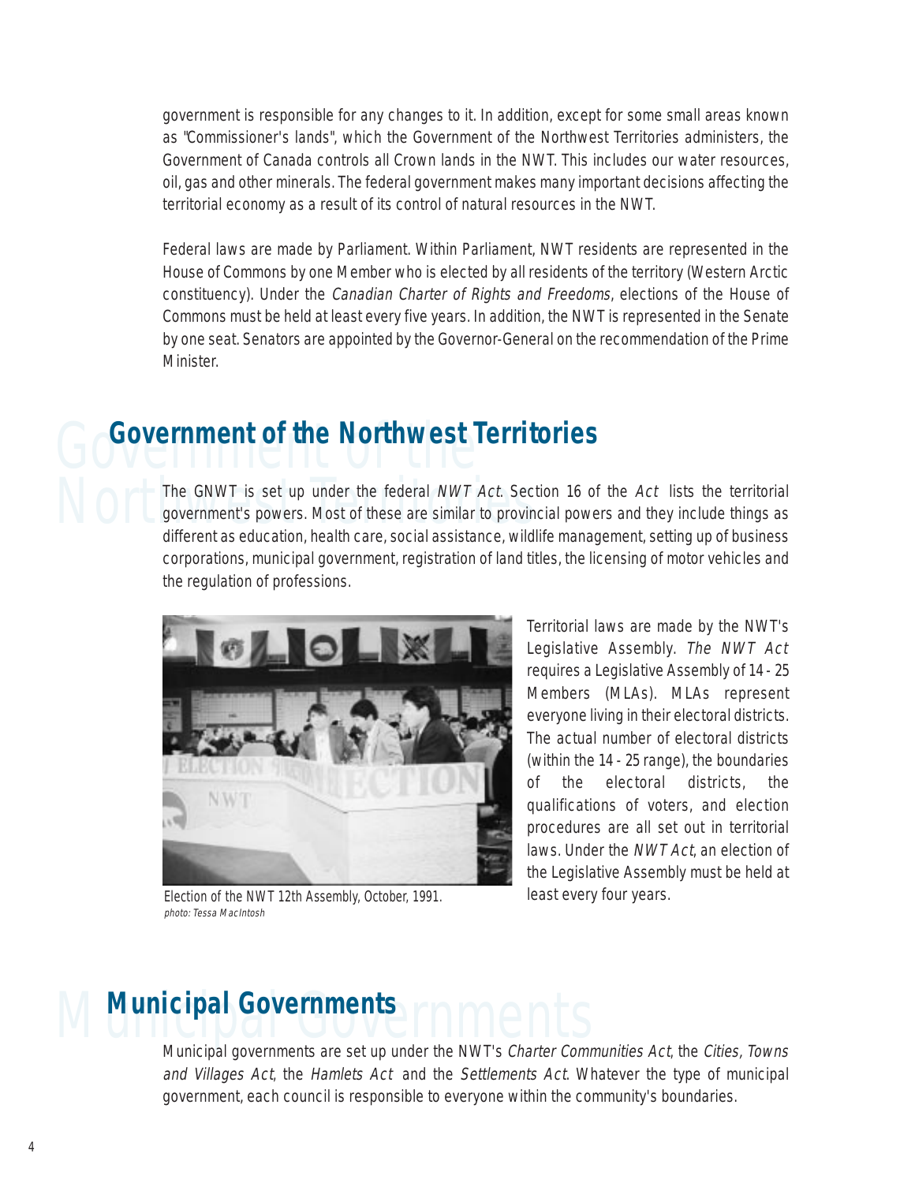government is responsible for any changes to it. In addition, except for some small areas known as "Commissioner's lands", which the Government of the Northwest Territories administers, the Government of Canada controls all Crown lands in the NWT. This includes our water resources, oil, gas and other minerals. The federal government makes many important decisions affecting the territorial economy as a result of its control of natural resources in the NWT.

Federal laws are made by Parliament. Within Parliament, NWT residents are represented in the House of Commons by one Member who is elected by all residents of the territory (Western Arctic constituency). Under the *Canadian Charter of Rights and Freedoms*, elections of the House of Commons must be held at least every five years. In addition, the NWT is represented in the Senate by one seat. Senators are appointed by the Governor-General on the recommendation of the Prime Minister.

## Government of the Northwest Territories

The GNWT is set up under the federal *NWT Act*. Section 16 of the *Act* lists the territorial government's powers. Most of these are similar to provincial powers and they include things as different as education, health care, social assistance, wildlife management, setting up of business corporations, municipal government, registration of land titles, the licensing of motor vehicles and the regulation of professions.

Election of the NWT 12th Assembly, October, 1991.
*photo: Tessa MacIntosh*

Territorial laws are made by the NWT's Legislative Assembly. *The NWT Act* requires a Legislative Assembly of 14 - 25 Members (MLAs). MLAs represent everyone living in their electoral districts. The actual number of electoral districts (within the 14 - 25 range), the boundaries of the electoral districts, the qualifications of voters, and election procedures are all set out in territorial laws. Under the *NWT Act*, an election of the Legislative Assembly must be held at least every four years.

## Municipal Governments

Municipal governments are set up under the NWT's *Charter Communities Act*, the *Cities, Towns and Villages Act*, the *Hamlets Act* and the *Settlements Act*. Whatever the type of municipal government, each council is responsible to everyone within the community's boundaries.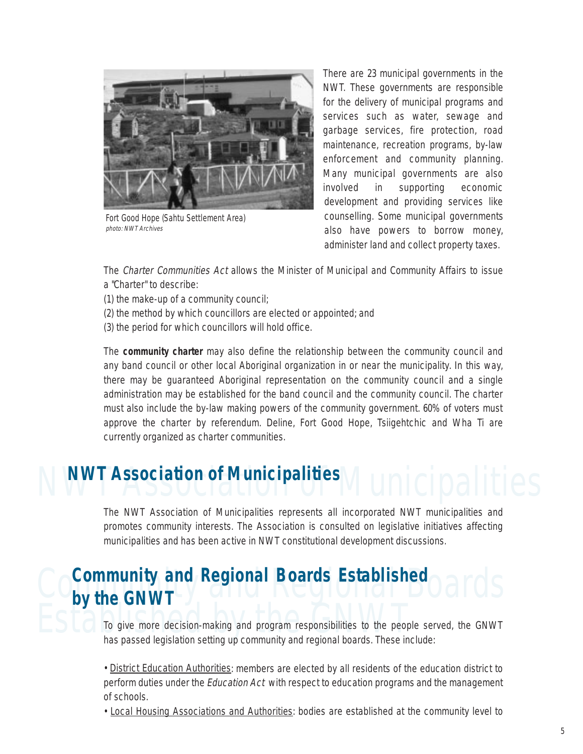Fort Good Hope (Sahtu Settlement Area)
*photo: NWT Archives*

There are 23 municipal governments in the NWT. These governments are responsible for the delivery of municipal programs and services such as water, sewage and garbage services, fire protection, road maintenance, recreation programs, by-law enforcement and community planning. Many municipal governments are also involved in supporting economic development and providing services like counselling. Some municipal governments also have powers to borrow money, administer land and collect property taxes.

The *Charter Communities Act* allows the Minister of Municipal and Community Affairs to issue a "Charter" to describe:

(1) the make-up of a community council;
(2) the method by which councillors are elected or appointed; and
(3) the period for which councillors will hold office.

The **community charter** may also define the relationship between the community council and any band council or other local Aboriginal organization in or near the municipality. In this way, there may be guaranteed Aboriginal representation on the community council and a single administration may be established for the band council and the community council. The charter must also include the by-law making powers of the community government. 60% of voters must approve the charter by referendum. Deline, Fort Good Hope, Tsiigehtchic and Wha Ti are currently organized as charter communities.

## NWT Association of Municipalities

The NWT Association of Municipalities represents all incorporated NWT municipalities and promotes community interests. The Association is consulted on legislative initiatives affecting municipalities and has been active in NWT constitutional development discussions.

## Community and Regional Boards Established by the GNWT

To give more decision-making and program responsibilities to the people served, the GNWT has passed legislation setting up community and regional boards. These include:

- District Education Authorities: members are elected by all residents of the education district to perform duties under the *Education Act* with respect to education programs and the management of schools.
- Local Housing Associations and Authorities: bodies are established at the community level to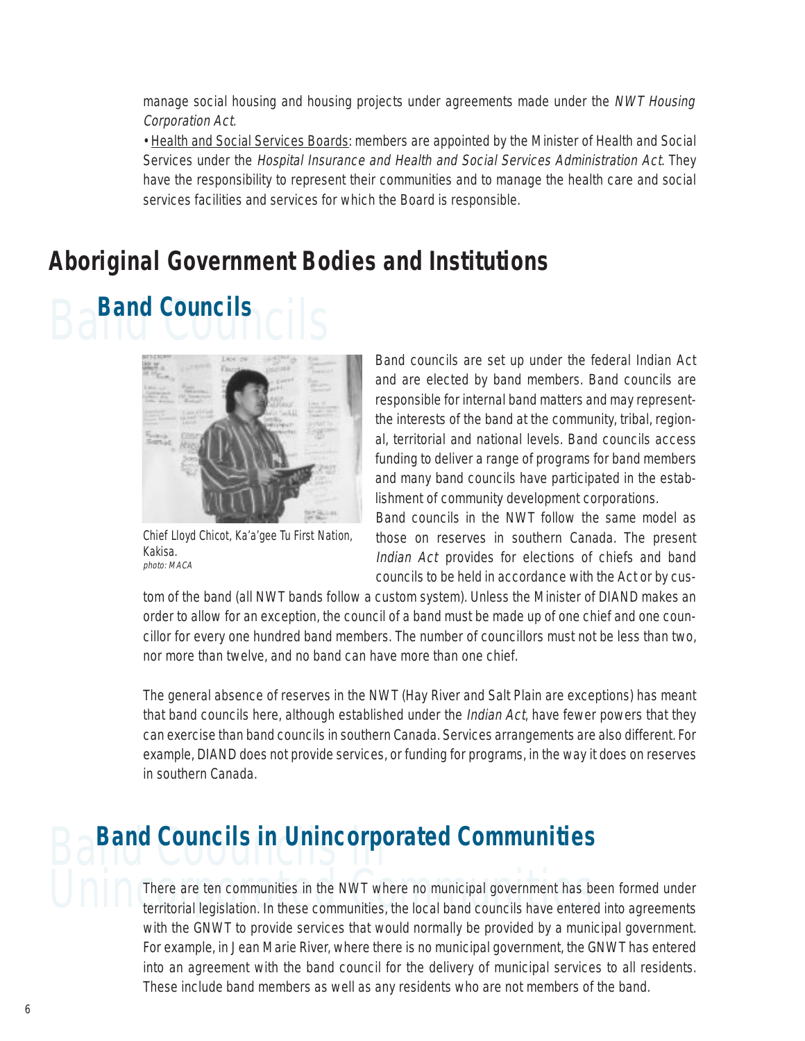manage social housing and housing projects under agreements made under the *NWT Housing Corporation Act*.

• Health and Social Services Boards: members are appointed by the Minister of Health and Social Services under the *Hospital Insurance and Health and Social Services Administration Act*. They have the responsibility to represent their communities and to manage the health care and social services facilities and services for which the Board is responsible.

# Aboriginal Government Bodies and Institutions

## Band Councils

Chief Lloyd Chicot, Ka'a'gee Tu First Nation, Kakisa.
*photo: MACA*

Band councils are set up under the federal Indian Act and are elected by band members. Band councils are responsible for internal band matters and may represent the interests of the band at the community, tribal, regional, territorial and national levels. Band councils access funding to deliver a range of programs for band members and many band councils have participated in the establishment of community development corporations.

Band councils in the NWT follow the same model as those on reserves in southern Canada. The present *Indian Act* provides for elections of chiefs and band councils to be held in accordance with the Act or by custom of the band (all NWT bands follow a custom system). Unless the Minister of DIAND makes an order to allow for an exception, the council of a band must be made up of one chief and one councillor for every one hundred band members. The number of councillors must not be less than two, nor more than twelve, and no band can have more than one chief.

The general absence of reserves in the NWT (Hay River and Salt Plain are exceptions) has meant that band councils here, although established under the *Indian Act*, have fewer powers that they can exercise than band councils in southern Canada. Services arrangements are also different. For example, DIAND does not provide services, or funding for programs, in the way it does on reserves in southern Canada.

## Band Councils in Unincorporated Communities

There are ten communities in the NWT where no municipal government has been formed under territorial legislation. In these communities, the local band councils have entered into agreements with the GNWT to provide services that would normally be provided by a municipal government. For example, in Jean Marie River, where there is no municipal government, the GNWT has entered into an agreement with the band council for the delivery of municipal services to all residents. These include band members as well as any residents who are not members of the band.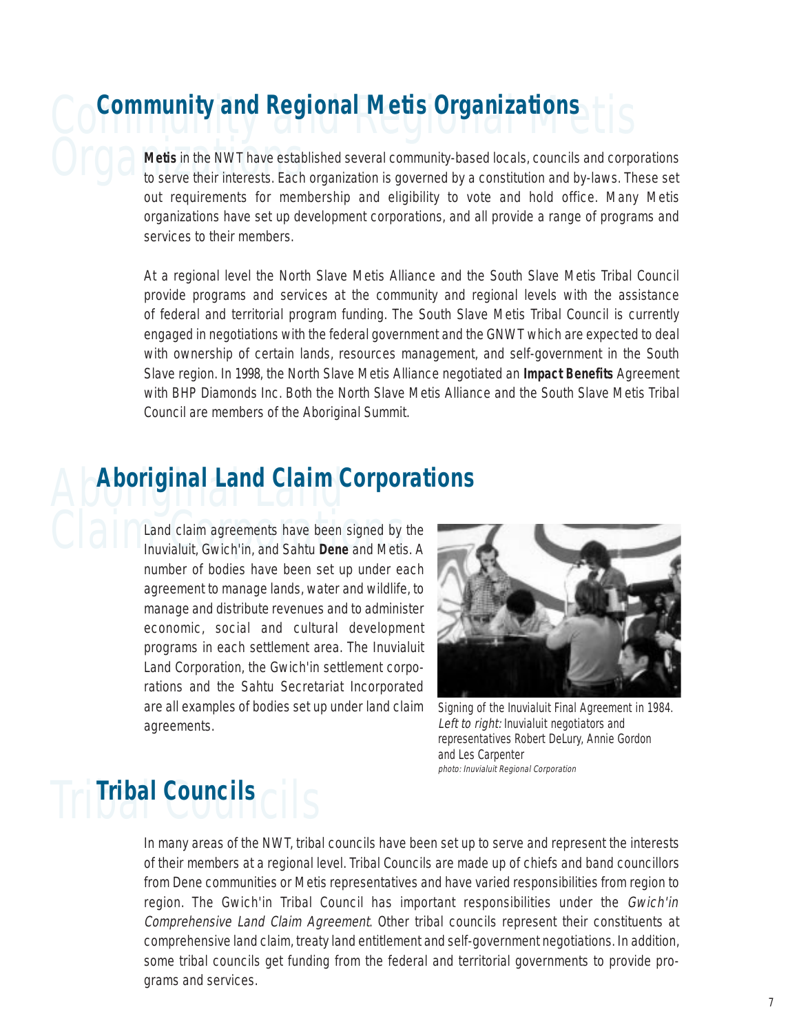## Community and Regional Metis Organizations

**Metis** in the NWT have established several community-based locals, councils and corporations to serve their interests. Each organization is governed by a constitution and by-laws. These set out requirements for membership and eligibility to vote and hold office. Many Metis organizations have set up development corporations, and all provide a range of programs and services to their members.

At a regional level the North Slave Metis Alliance and the South Slave Metis Tribal Council provide programs and services at the community and regional levels with the assistance of federal and territorial program funding. The South Slave Metis Tribal Council is currently engaged in negotiations with the federal government and the GNWT which are expected to deal with ownership of certain lands, resources management, and self-government in the South Slave region. In 1998, the North Slave Metis Alliance negotiated an **Impact Benefits** Agreement with BHP Diamonds Inc. Both the North Slave Metis Alliance and the South Slave Metis Tribal Council are members of the Aboriginal Summit.

## Aboriginal Land Claim Corporations

Land claim agreements have been signed by the Inuvialuit, Gwich'in, and Sahtu **Dene** and Metis. A number of bodies have been set up under each agreement to manage lands, water and wildlife, to manage and distribute revenues and to administer economic, social and cultural development programs in each settlement area. The Inuvialuit Land Corporation, the Gwich'in settlement corporations and the Sahtu Secretariat Incorporated are all examples of bodies set up under land claim agreements.

Signing of the Inuvialuit Final Agreement in 1984. *Left to right:* Inuvialuit negotiators and representatives Robert DeLury, Annie Gordon and Les Carpenter
*photo: Inuvialuit Regional Corporation*

## Tribal Councils

In many areas of the NWT, tribal councils have been set up to serve and represent the interests of their members at a regional level. Tribal Councils are made up of chiefs and band councillors from Dene communities or Metis representatives and have varied responsibilities from region to region. The Gwich'in Tribal Council has important responsibilities under the *Gwich'in Comprehensive Land Claim Agreement*. Other tribal councils represent their constituents at comprehensive land claim, treaty land entitlement and self-government negotiations. In addition, some tribal councils get funding from the federal and territorial governments to provide programs and services.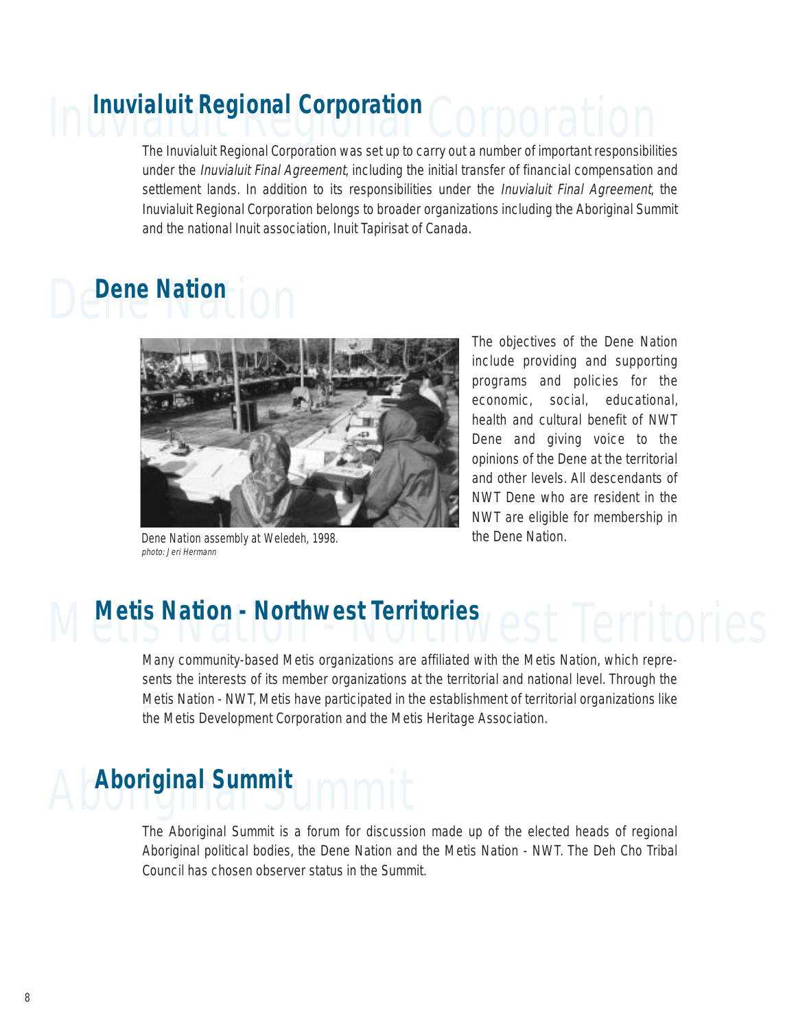## Inuvialuit Regional Corporation

The Inuvialuit Regional Corporation was set up to carry out a number of important responsibilities under the *Inuvialuit Final Agreement*, including the initial transfer of financial compensation and settlement lands. In addition to its responsibilities under the *Inuvialuit Final Agreement*, the Inuvialuit Regional Corporation belongs to broader organizations including the Aboriginal Summit and the national Inuit association, Inuit Tapirisat of Canada.

## Dene Nation

Dene Nation assembly at Weledeh, 1998.
*photo: Jeri Hermann*

The objectives of the Dene Nation include providing and supporting programs and policies for the economic, social, educational, health and cultural benefit of NWT Dene and giving voice to the opinions of the Dene at the territorial and other levels. All descendants of NWT Dene who are resident in the NWT are eligible for membership in the Dene Nation.

## Metis Nation - Northwest Territories

Many community-based Metis organizations are affiliated with the Metis Nation, which represents the interests of its member organizations at the territorial and national level. Through the Metis Nation - NWT, Metis have participated in the establishment of territorial organizations like the Metis Development Corporation and the Metis Heritage Association.

## Aboriginal Summit

The Aboriginal Summit is a forum for discussion made up of the elected heads of regional Aboriginal political bodies, the Dene Nation and the Metis Nation - NWT. The Deh Cho Tribal Council has chosen observer status in the Summit.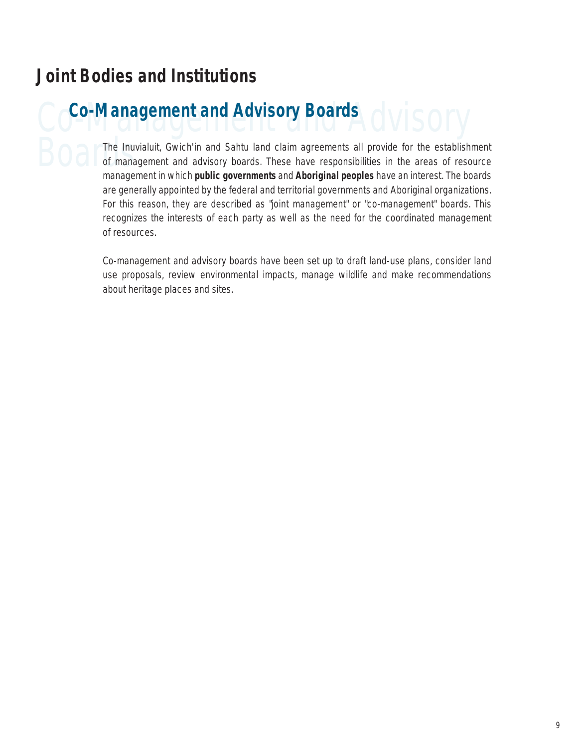# Joint Bodies and Institutions

## Co-Management and Advisory Boards

The Inuvialuit, Gwich'in and Sahtu land claim agreements all provide for the establishment of management and advisory boards. These have responsibilities in the areas of resource management in which **public governments** and **Aboriginal peoples** have an interest. The boards are generally appointed by the federal and territorial governments and Aboriginal organizations. For this reason, they are described as "joint management" or "co-management" boards. This recognizes the interests of each party as well as the need for the coordinated management of resources.

Co-management and advisory boards have been set up to draft land-use plans, consider land use proposals, review environmental impacts, manage wildlife and make recommendations about heritage places and sites.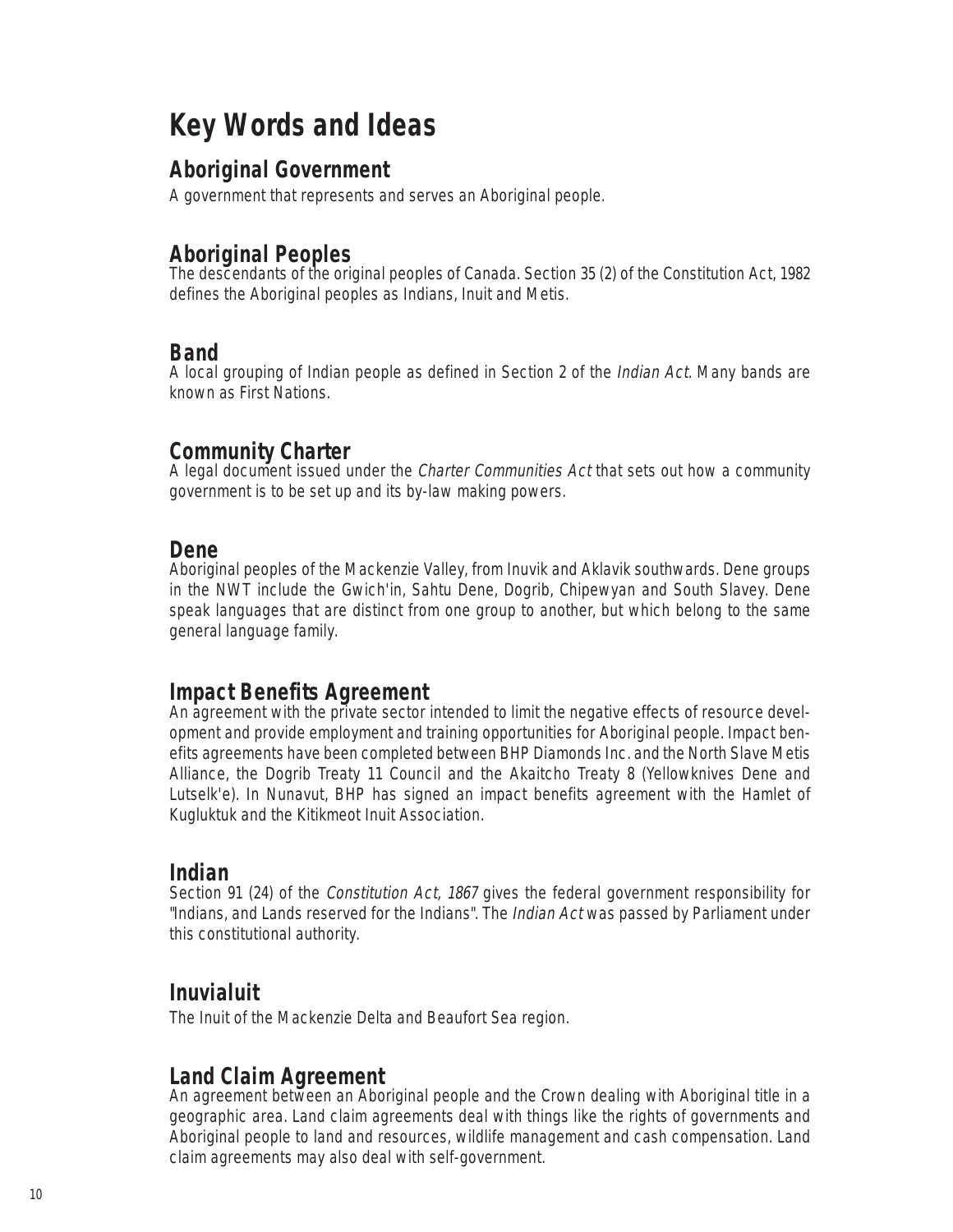# Key Words and Ideas

## Aboriginal Government

A government that represents and serves an Aboriginal people.

## Aboriginal Peoples

The descendants of the original peoples of Canada. Section 35 (2) of the Constitution Act, 1982 defines the Aboriginal peoples as Indians, Inuit and Metis.

## Band

A local grouping of Indian people as defined in Section 2 of the *Indian Act*. Many bands are known as First Nations.

## Community Charter

A legal document issued under the *Charter Communities Act* that sets out how a community government is to be set up and its by-law making powers.

## Dene

Aboriginal peoples of the Mackenzie Valley, from Inuvik and Aklavik southwards. Dene groups in the NWT include the Gwich'in, Sahtu Dene, Dogrib, Chipewyan and South Slavey. Dene speak languages that are distinct from one group to another, but which belong to the same general language family.

## Impact Benefits Agreement

An agreement with the private sector intended to limit the negative effects of resource development and provide employment and training opportunities for Aboriginal people. Impact benefits agreements have been completed between BHP Diamonds Inc. and the North Slave Metis Alliance, the Dogrib Treaty 11 Council and the Akaitcho Treaty 8 (Yellowknives Dene and Lutselk'e). In Nunavut, BHP has signed an impact benefits agreement with the Hamlet of Kugluktuk and the Kitikmeot Inuit Association.

## Indian

Section 91 (24) of the *Constitution Act, 1867* gives the federal government responsibility for "Indians, and Lands reserved for the Indians". The *Indian Act* was passed by Parliament under this constitutional authority.

## Inuvialuit

The Inuit of the Mackenzie Delta and Beaufort Sea region.

## Land Claim Agreement

An agreement between an Aboriginal people and the Crown dealing with Aboriginal title in a geographic area. Land claim agreements deal with things like the rights of governments and Aboriginal people to land and resources, wildlife management and cash compensation. Land claim agreements may also deal with self-government.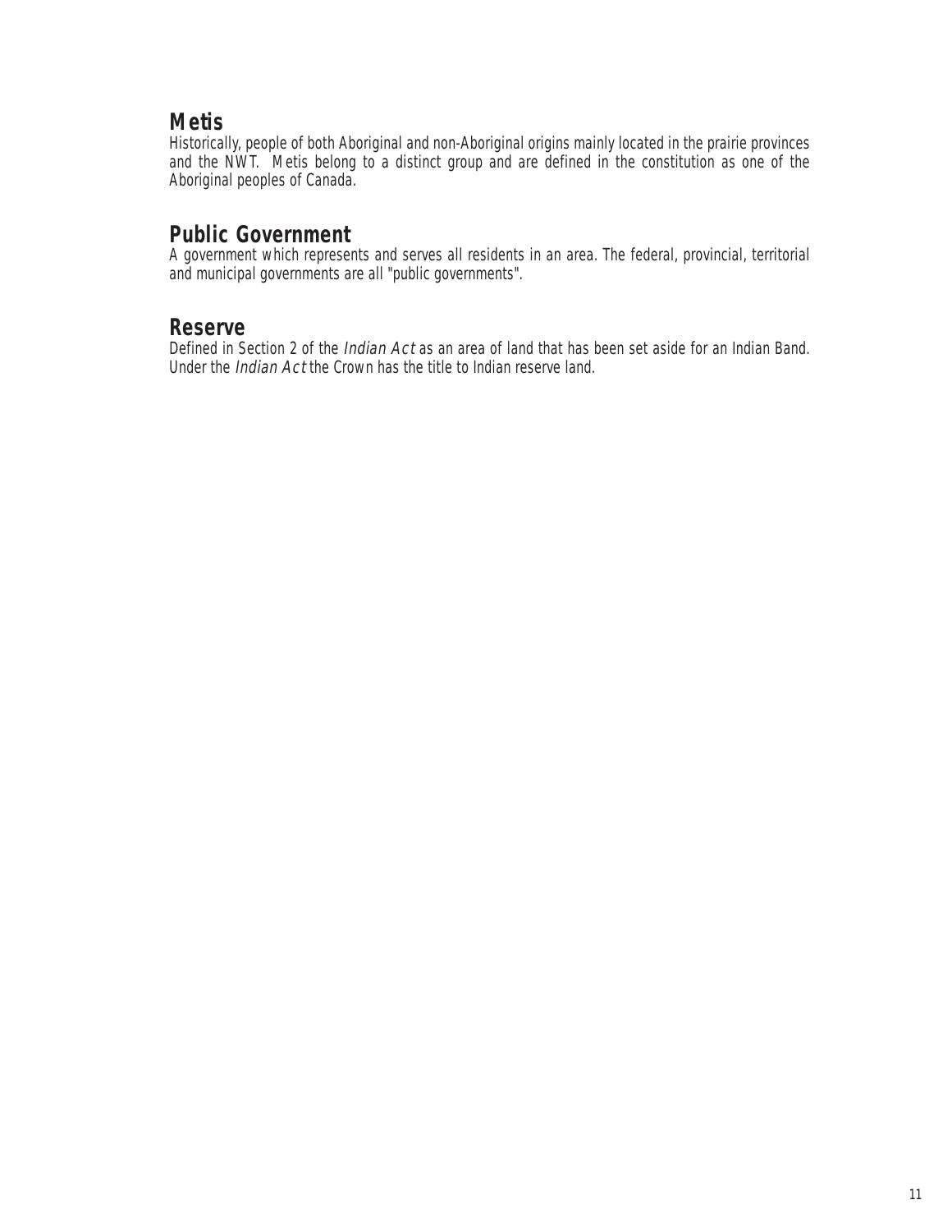## Metis

Historically, people of both Aboriginal and non-Aboriginal origins mainly located in the prairie provinces and the NWT. Metis belong to a distinct group and are defined in the constitution as one of the Aboriginal peoples of Canada.

## Public Government

A government which represents and serves all residents in an area. The federal, provincial, territorial and municipal governments are all "public governments".

## Reserve

Defined in Section 2 of the *Indian Act* as an area of land that has been set aside for an Indian Band. Under the *Indian Act* the Crown has the title to Indian reserve land.